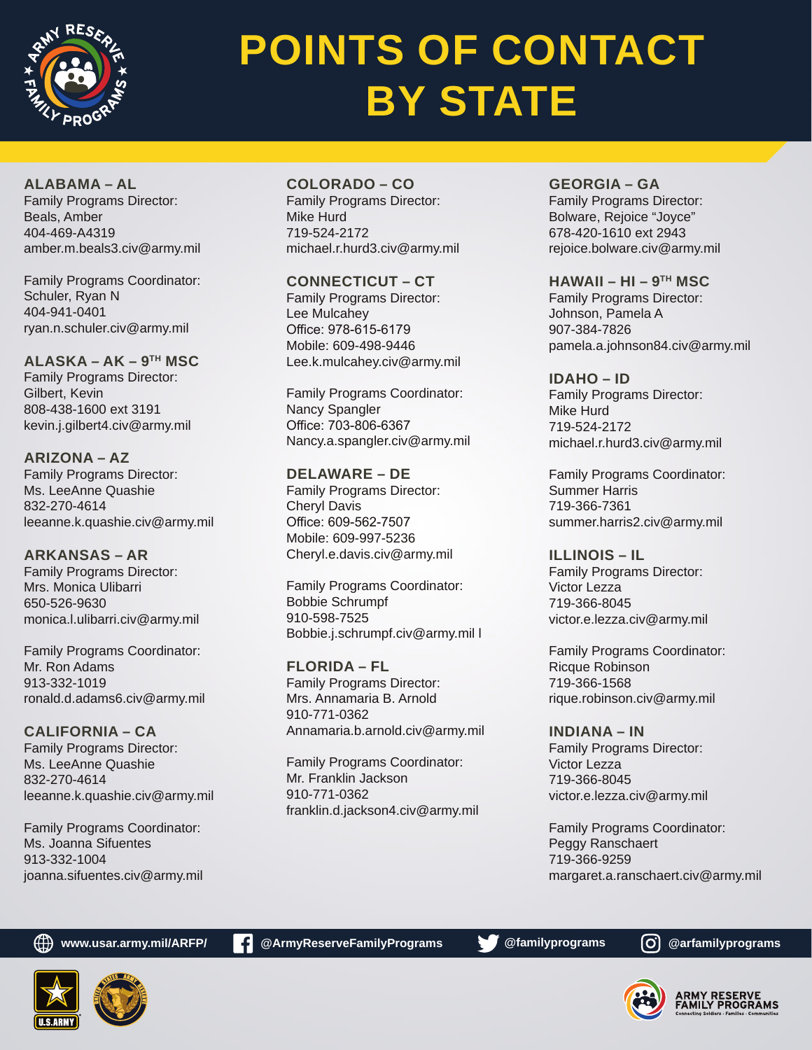# POINTS OF CONTACT BY STATE

### ALABAMA – AL

Family Programs Director:
Beals, Amber
404-469-A4319
amber.m.beals3.civ@army.mil

Family Programs Coordinator:
Schuler, Ryan N
404-941-0401
ryan.n.schuler.civ@army.mil

### ALASKA – AK – 9TH MSC

Family Programs Director:
Gilbert, Kevin
808-438-1600 ext 3191
kevin.j.gilbert4.civ@army.mil

### ARIZONA – AZ

Family Programs Director:
Ms. LeeAnne Quashie
832-270-4614
leeanne.k.quashie.civ@army.mil

### ARKANSAS – AR

Family Programs Director:
Mrs. Monica Ulibarri
650-526-9630
monica.l.ulibarri.civ@army.mil

Family Programs Coordinator:
Mr. Ron Adams
913-332-1019
ronald.d.adams6.civ@army.mil

### CALIFORNIA – CA

Family Programs Director:
Ms. LeeAnne Quashie
832-270-4614
leeanne.k.quashie.civ@army.mil

Family Programs Coordinator:
Ms. Joanna Sifuentes
913-332-1004
joanna.sifuentes.civ@army.mil

### COLORADO – CO

Family Programs Director:
Mike Hurd
719-524-2172
michael.r.hurd3.civ@army.mil

### CONNECTICUT – CT

Family Programs Director:
Lee Mulcahey
Office: 978-615-6179
Mobile: 609-498-9446
Lee.k.mulcahey.civ@army.mil

Family Programs Coordinator:
Nancy Spangler
Office: 703-806-6367
Nancy.a.spangler.civ@army.mil

### DELAWARE – DE

Family Programs Director:
Cheryl Davis
Office: 609-562-7507
Mobile: 609-997-5236
Cheryl.e.davis.civ@army.mil

Family Programs Coordinator:
Bobbie Schrumpf
910-598-7525
Bobbie.j.schrumpf.civ@army.mil l

### FLORIDA – FL

Family Programs Director:
Mrs. Annamaria B. Arnold
910-771-0362
Annamaria.b.arnold.civ@army.mil

Family Programs Coordinator:
Mr. Franklin Jackson
910-771-0362
franklin.d.jackson4.civ@army.mil

### GEORGIA – GA

Family Programs Director:
Bolware, Rejoice "Joyce"
678-420-1610 ext 2943
rejoice.bolware.civ@army.mil

### HAWAII – HI – 9TH MSC

Family Programs Director:
Johnson, Pamela A
907-384-7826
pamela.a.johnson84.civ@army.mil

### IDAHO – ID

Family Programs Director:
Mike Hurd
719-524-2172
michael.r.hurd3.civ@army.mil

Family Programs Coordinator:
Summer Harris
719-366-7361
summer.harris2.civ@army.mil

### ILLINOIS – IL

Family Programs Director:
Victor Lezza
719-366-8045
victor.e.lezza.civ@army.mil

Family Programs Coordinator:
Ricque Robinson
719-366-1568
rique.robinson.civ@army.mil

### INDIANA – IN

Family Programs Director:
Victor Lezza
719-366-8045
victor.e.lezza.civ@army.mil

Family Programs Coordinator:
Peggy Ranschaert
719-366-9259
margaret.a.ranschaert.civ@army.mil

www.usar.army.mil/ARFP/ | @ArmyReserveFamilyPrograms | @familyprograms | @arfamilyprograms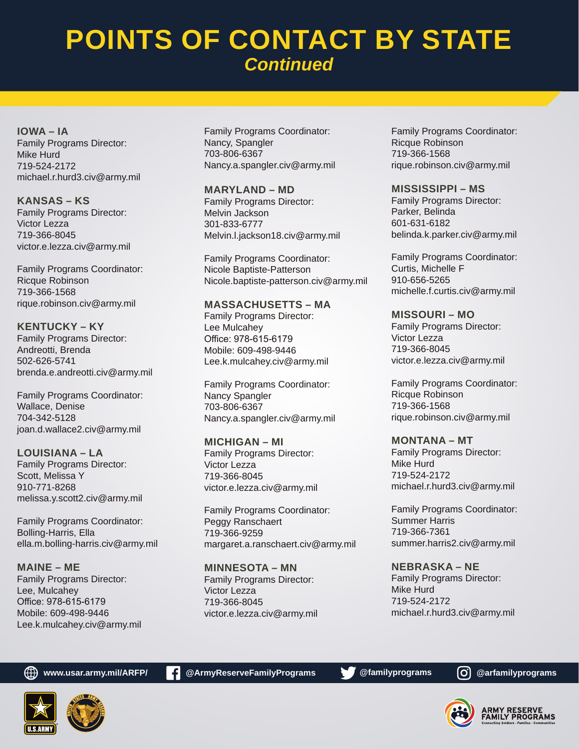# POINTS OF CONTACT BY STATE
*Continued*

### IOWA – IA

Family Programs Director:
Mike Hurd
719-524-2172
michael.r.hurd3.civ@army.mil

### KANSAS – KS

Family Programs Director:
Victor Lezza
719-366-8045
victor.e.lezza.civ@army.mil

Family Programs Coordinator:
Ricque Robinson
719-366-1568
rique.robinson.civ@army.mil

### KENTUCKY – KY

Family Programs Director:
Andreotti, Brenda
502-626-5741
brenda.e.andreotti.civ@army.mil

Family Programs Coordinator:
Wallace, Denise
704-342-5128
joan.d.wallace2.civ@army.mil

### LOUISIANA – LA

Family Programs Director:
Scott, Melissa Y
910-771-8268
melissa.y.scott2.civ@army.mil

Family Programs Coordinator:
Bolling-Harris, Ella
ella.m.bolling-harris.civ@army.mil

### MAINE – ME

Family Programs Director:
Lee, Mulcahey
Office: 978-615-6179
Mobile: 609-498-9446
Lee.k.mulcahey.civ@army.mil

Family Programs Coordinator:
Nancy, Spangler
703-806-6367
Nancy.a.spangler.civ@army.mil

### MARYLAND – MD

Family Programs Director:
Melvin Jackson
301-833-6777
Melvin.l.jackson18.civ@army.mil

Family Programs Coordinator:
Nicole Baptiste-Patterson
Nicole.baptiste-patterson.civ@army.mil

### MASSACHUSETTS – MA

Family Programs Director:
Lee Mulcahey
Office: 978-615-6179
Mobile: 609-498-9446
Lee.k.mulcahey.civ@army.mil

Family Programs Coordinator:
Nancy Spangler
703-806-6367
Nancy.a.spangler.civ@army.mil

### MICHIGAN – MI

Family Programs Director:
Victor Lezza
719-366-8045
victor.e.lezza.civ@army.mil

Family Programs Coordinator:
Peggy Ranschaert
719-366-9259
margaret.a.ranschaert.civ@army.mil

### MINNESOTA – MN

Family Programs Director:
Victor Lezza
719-366-8045
victor.e.lezza.civ@army.mil

Family Programs Coordinator:
Ricque Robinson
719-366-1568
rique.robinson.civ@army.mil

### MISSISSIPPI – MS

Family Programs Director:
Parker, Belinda
601-631-6182
belinda.k.parker.civ@army.mil

Family Programs Coordinator:
Curtis, Michelle F
910-656-5265
michelle.f.curtis.civ@army.mil

### MISSOURI – MO

Family Programs Director:
Victor Lezza
719-366-8045
victor.e.lezza.civ@army.mil

Family Programs Coordinator:
Ricque Robinson
719-366-1568
rique.robinson.civ@army.mil

### MONTANA – MT

Family Programs Director:
Mike Hurd
719-524-2172
michael.r.hurd3.civ@army.mil

Family Programs Coordinator:
Summer Harris
719-366-7361
summer.harris2.civ@army.mil

### NEBRASKA – NE

Family Programs Director:
Mike Hurd
719-524-2172
michael.r.hurd3.civ@army.mil

www.usar.army.mil/ARFP/ | @ArmyReserveFamilyPrograms | @familyprograms | @arfamilyprograms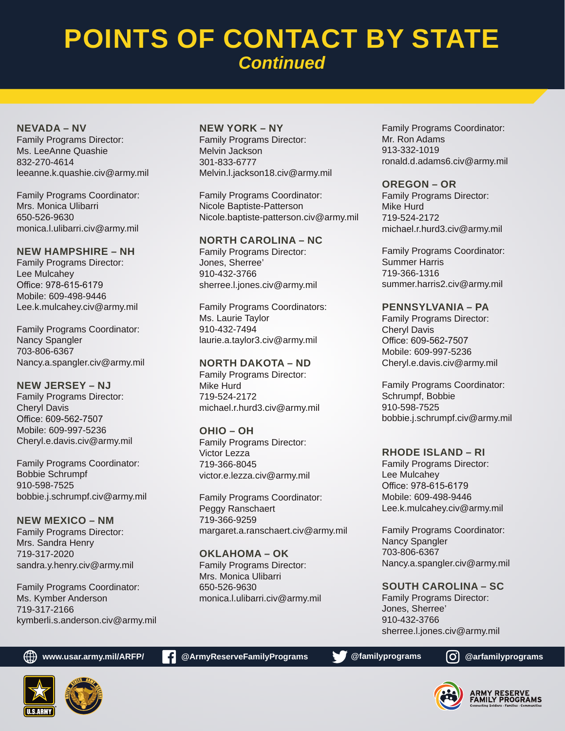# POINTS OF CONTACT BY STATE

## *Continued*

### NEVADA – NV

Family Programs Director:
Ms. LeeAnne Quashie
832-270-4614
leeanne.k.quashie.civ@army.mil

Family Programs Coordinator:
Mrs. Monica Ulibarri
650-526-9630
monica.l.ulibarri.civ@army.mil

### NEW HAMPSHIRE – NH

Family Programs Director:
Lee Mulcahey
Office: 978-615-6179
Mobile: 609-498-9446
Lee.k.mulcahey.civ@army.mil

Family Programs Coordinator:
Nancy Spangler
703-806-6367
Nancy.a.spangler.civ@army.mil

### NEW JERSEY – NJ

Family Programs Director:
Cheryl Davis
Office: 609-562-7507
Mobile: 609-997-5236
Cheryl.e.davis.civ@army.mil

Family Programs Coordinator:
Bobbie Schrumpf
910-598-7525
bobbie.j.schrumpf.civ@army.mil

### NEW MEXICO – NM

Family Programs Director:
Mrs. Sandra Henry
719-317-2020
sandra.y.henry.civ@army.mil

Family Programs Coordinator:
Ms. Kymber Anderson
719-317-2166
kymberli.s.anderson.civ@army.mil

### NEW YORK – NY

Family Programs Director:
Melvin Jackson
301-833-6777
Melvin.l.jackson18.civ@army.mil

Family Programs Coordinator:
Nicole Baptiste-Patterson
Nicole.baptiste-patterson.civ@army.mil

### NORTH CAROLINA – NC

Family Programs Director:
Jones, Sherree'
910-432-3766
sherree.l.jones.civ@army.mil

Family Programs Coordinators:
Ms. Laurie Taylor
910-432-7494
laurie.a.taylor3.civ@army.mil

### NORTH DAKOTA – ND

Family Programs Director:
Mike Hurd
719-524-2172
michael.r.hurd3.civ@army.mil

### OHIO – OH

Family Programs Director:
Victor Lezza
719-366-8045
victor.e.lezza.civ@army.mil

Family Programs Coordinator:
Peggy Ranschaert
719-366-9259
margaret.a.ranschaert.civ@army.mil

### OKLAHOMA – OK

Family Programs Director:
Mrs. Monica Ulibarri
650-526-9630
monica.l.ulibarri.civ@army.mil

Family Programs Coordinator:
Mr. Ron Adams
913-332-1019
ronald.d.adams6.civ@army.mil

### OREGON – OR

Family Programs Director:
Mike Hurd
719-524-2172
michael.r.hurd3.civ@army.mil

Family Programs Coordinator:
Summer Harris
719-366-1316
summer.harris2.civ@army.mil

### PENNSYLVANIA – PA

Family Programs Director:
Cheryl Davis
Office: 609-562-7507
Mobile: 609-997-5236
Cheryl.e.davis.civ@army.mil

Family Programs Coordinator:
Schrumpf, Bobbie
910-598-7525
bobbie.j.schrumpf.civ@army.mil

### RHODE ISLAND – RI

Family Programs Director:
Lee Mulcahey
Office: 978-615-6179
Mobile: 609-498-9446
Lee.k.mulcahey.civ@army.mil

Family Programs Coordinator:
Nancy Spangler
703-806-6367
Nancy.a.spangler.civ@army.mil

### SOUTH CAROLINA – SC

Family Programs Director:
Jones, Sherree'
910-432-3766
sherree.l.jones.civ@army.mil

www.usar.army.mil/ARFP/ | @ArmyReserveFamilyPrograms | @familyprograms | @arfamilyprograms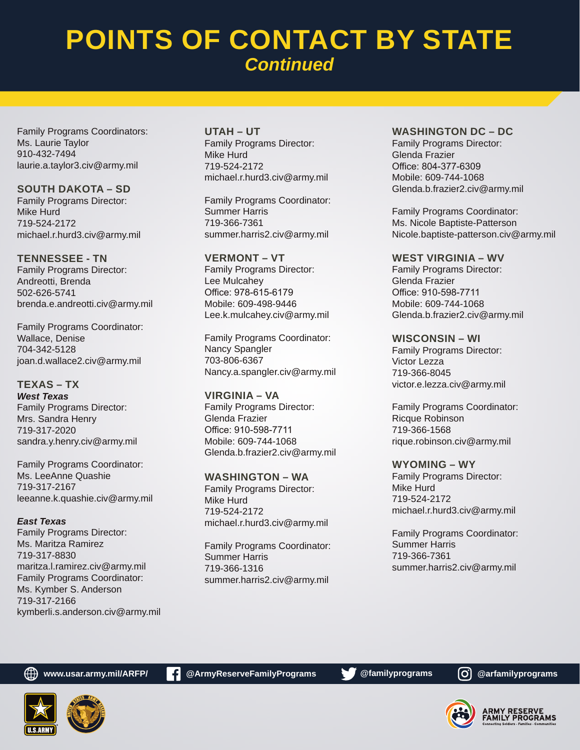# POINTS OF CONTACT BY STATE

*Continued*

Family Programs Coordinators:
Ms. Laurie Taylor
910-432-7494
laurie.a.taylor3.civ@army.mil

### SOUTH DAKOTA – SD

Family Programs Director:
Mike Hurd
719-524-2172
michael.r.hurd3.civ@army.mil

### TENNESSEE - TN

Family Programs Director:
Andreotti, Brenda
502-626-5741
brenda.e.andreotti.civ@army.mil

Family Programs Coordinator:
Wallace, Denise
704-342-5128
joan.d.wallace2.civ@army.mil

### TEXAS – TX

***West Texas***

Family Programs Director:
Mrs. Sandra Henry
719-317-2020
sandra.y.henry.civ@army.mil

Family Programs Coordinator:
Ms. LeeAnne Quashie
719-317-2167
leeanne.k.quashie.civ@army.mil

***East Texas***

Family Programs Director:
Ms. Maritza Ramirez
719-317-8830
maritza.l.ramirez.civ@army.mil
Family Programs Coordinator:
Ms. Kymber S. Anderson
719-317-2166
kymberli.s.anderson.civ@army.mil

### UTAH – UT

Family Programs Director:
Mike Hurd
719-524-2172
michael.r.hurd3.civ@army.mil

Family Programs Coordinator:
Summer Harris
719-366-7361
summer.harris2.civ@army.mil

### VERMONT – VT

Family Programs Director:
Lee Mulcahey
Office: 978-615-6179
Mobile: 609-498-9446
Lee.k.mulcahey.civ@army.mil

Family Programs Coordinator:
Nancy Spangler
703-806-6367
Nancy.a.spangler.civ@army.mil

### VIRGINIA – VA

Family Programs Director:
Glenda Frazier
Office: 910-598-7711
Mobile: 609-744-1068
Glenda.b.frazier2.civ@army.mil

### WASHINGTON – WA

Family Programs Director:
Mike Hurd
719-524-2172
michael.r.hurd3.civ@army.mil

Family Programs Coordinator:
Summer Harris
719-366-1316
summer.harris2.civ@army.mil

### WASHINGTON DC – DC

Family Programs Director:
Glenda Frazier
Office: 804-377-6309
Mobile: 609-744-1068
Glenda.b.frazier2.civ@army.mil

Family Programs Coordinator:
Ms. Nicole Baptiste-Patterson
Nicole.baptiste-patterson.civ@army.mil

### WEST VIRGINIA – WV

Family Programs Director:
Glenda Frazier
Office: 910-598-7711
Mobile: 609-744-1068
Glenda.b.frazier2.civ@army.mil

### WISCONSIN – WI

Family Programs Director:
Victor Lezza
719-366-8045
victor.e.lezza.civ@army.mil

Family Programs Coordinator:
Ricque Robinson
719-366-1568
rique.robinson.civ@army.mil

### WYOMING – WY

Family Programs Director:
Mike Hurd
719-524-2172
michael.r.hurd3.civ@army.mil

Family Programs Coordinator:
Summer Harris
719-366-7361
summer.harris2.civ@army.mil

www.usar.army.mil/ARFP/ | @ArmyReserveFamilyPrograms | @familyprograms | @arfamilyprograms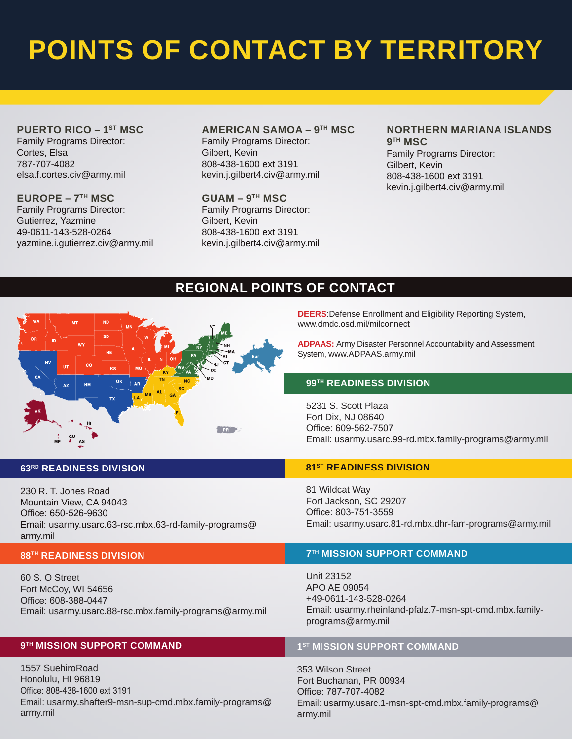# POINTS OF CONTACT BY TERRITORY

**PUERTO RICO – 1ST MSC**
Family Programs Director:
Cortes, Elsa
787-707-4082
elsa.f.cortes.civ@army.mil

**EUROPE – 7TH MSC**
Family Programs Director:
Gutierrez, Yazmine
49-0611-143-528-0264
yazmine.i.gutierrez.civ@army.mil

**AMERICAN SAMOA – 9TH MSC**
Family Programs Director:
Gilbert, Kevin
808-438-1600 ext 3191
kevin.j.gilbert4.civ@army.mil

**GUAM – 9TH MSC**
Family Programs Director:
Gilbert, Kevin
808-438-1600 ext 3191
kevin.j.gilbert4.civ@army.mil

**NORTHERN MARIANA ISLANDS 9TH MSC**
Family Programs Director:
Gilbert, Kevin
808-438-1600 ext 3191
kevin.j.gilbert4.civ@army.mil

## REGIONAL POINTS OF CONTACT

WA MT ND MN OR ID SD WI WY NE IA MI NV UT CO KS MO IL IN OH CA AZ NM OK AR KY TN TX LA MS AL GA SC NC FL VA WV PA NY VT NH ME MA RI CT NJ DE MD Eur AK HI GU MP AS PR

**DEERS**:Defense Enrollment and Eligibility Reporting System, www.dmdc.osd.mil/milconnect

**ADPAAS:** Army Disaster Personnel Accountability and Assessment System, www.ADPAAS.army.mil

### 99TH READINESS DIVISION

5231 S. Scott Plaza
Fort Dix, NJ 08640
Office: 609-562-7507
Email: usarmy.usarc.99-rd.mbx.family-programs@army.mil

### 63RD READINESS DIVISION

230 R. T. Jones Road
Mountain View, CA 94043
Office: 650-526-9630
Email: usarmy.usarc.63-rsc.mbx.63-rd-family-programs@army.mil

### 81ST READINESS DIVISION

81 Wildcat Way
Fort Jackson, SC 29207
Office: 803-751-3559
Email: usarmy.usarc.81-rd.mbx.dhr-fam-programs@army.mil

### 88TH READINESS DIVISION

60 S. O Street
Fort McCoy, WI 54656
Office: 608-388-0447
Email: usarmy.usarc.88-rsc.mbx.family-programs@army.mil

### 7TH MISSION SUPPORT COMMAND

Unit 23152
APO AE 09054
+49-0611-143-528-0264
Email: usarmy.rheinland-pfalz.7-msn-spt-cmd.mbx.family-programs@army.mil

### 9TH MISSION SUPPORT COMMAND

1557 SuehiroRoad
Honolulu, HI 96819
Office: 808-438-1600 ext 3191
Email: usarmy.shafter9-msn-sup-cmd.mbx.family-programs@army.mil

### 1ST MISSION SUPPORT COMMAND

353 Wilson Street
Fort Buchanan, PR 00934
Office: 787-707-4082
Email: usarmy.usarc.1-msn-spt-cmd.mbx.family-programs@army.mil